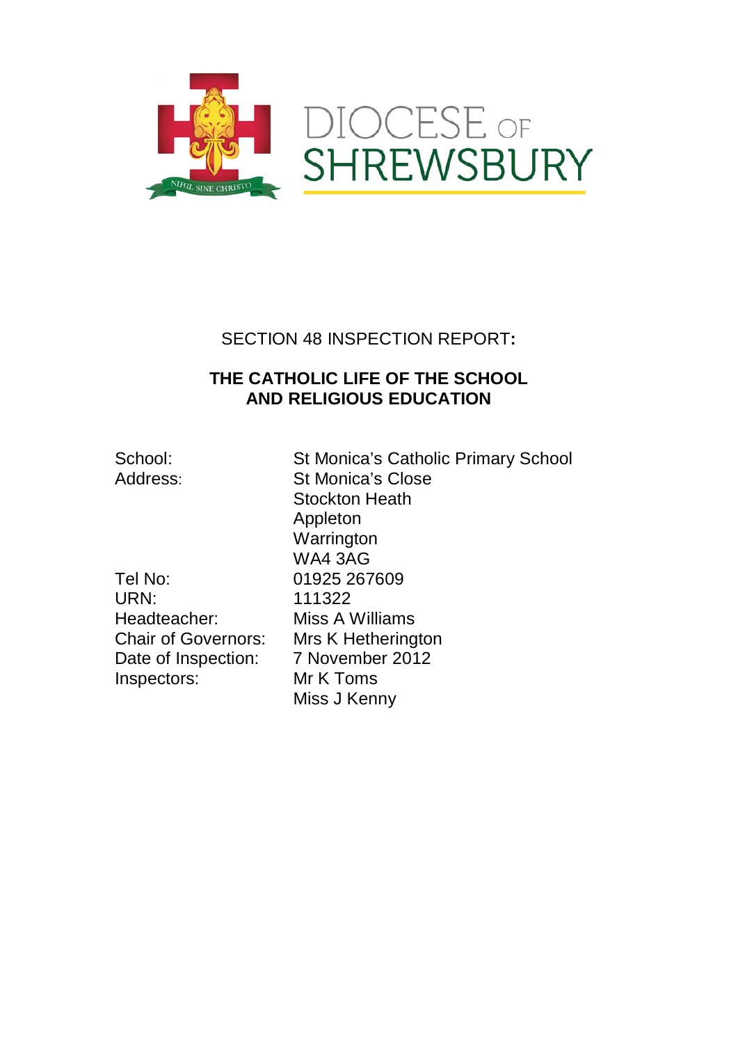DIOCESE OF SHREWSBURY

SECTION 48 INSPECTION REPORT**:**

**THE CATHOLIC LIFE OF THE SCHOOL AND RELIGIOUS EDUCATION**

| | |
|---|---|
| School: | St Monica's Catholic Primary School |
| Address: | St Monica's Close<br>Stockton Heath<br>Appleton<br>Warrington<br>WA4 3AG |
| Tel No: | 01925 267609 |
| URN: | 111322 |
| Headteacher: | Miss A Williams |
| Chair of Governors: | Mrs K Hetherington |
| Date of Inspection: | 7 November 2012 |
| Inspectors: | Mr K Toms<br>Miss J Kenny |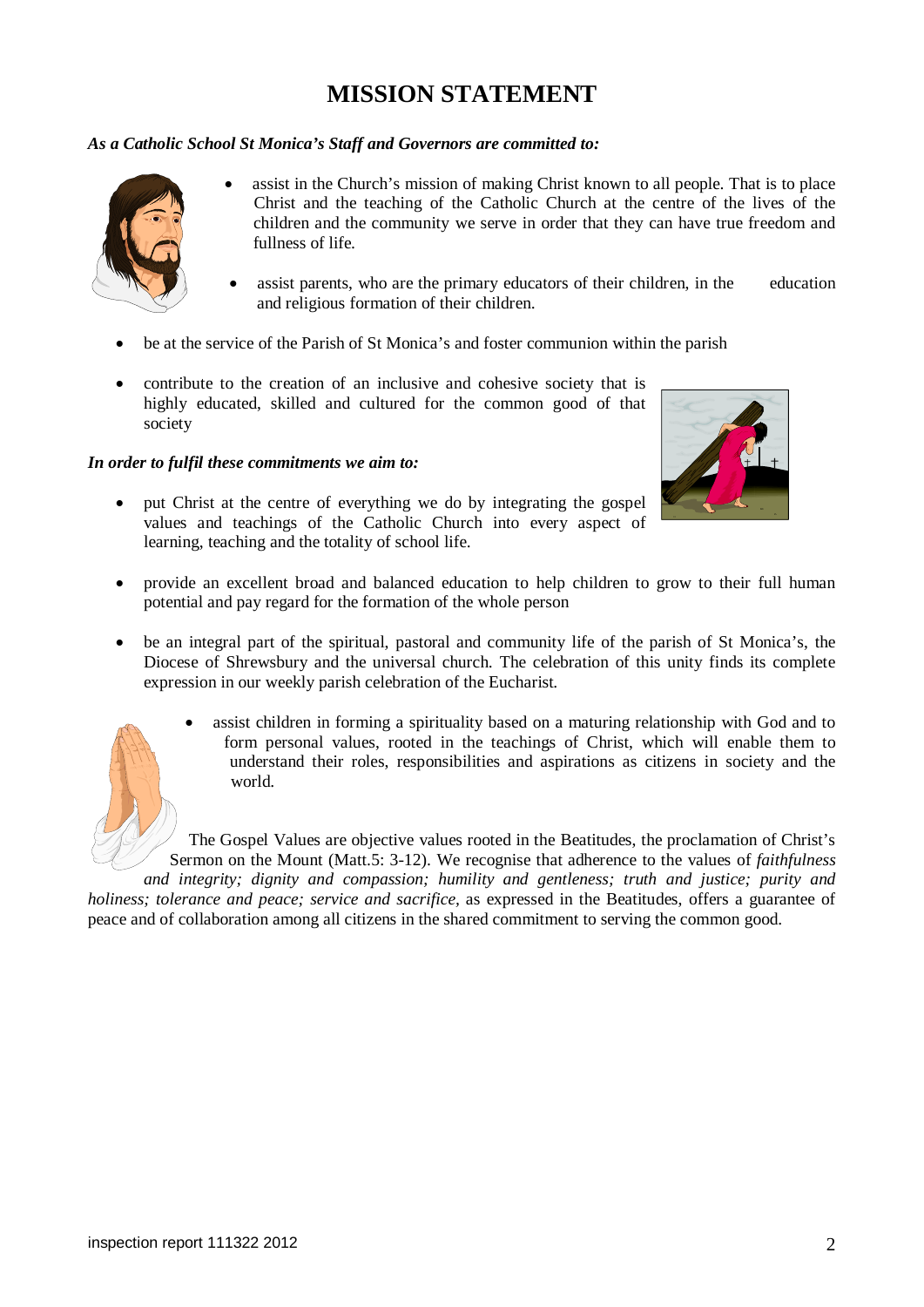# MISSION STATEMENT

***As a Catholic School St Monica's Staff and Governors are committed to:***

- assist in the Church's mission of making Christ known to all people. That is to place Christ and the teaching of the Catholic Church at the centre of the lives of the children and the community we serve in order that they can have true freedom and fullness of life.
- assist parents, who are the primary educators of their children, in the education and religious formation of their children.
- be at the service of the Parish of St Monica's and foster communion within the parish
- contribute to the creation of an inclusive and cohesive society that is highly educated, skilled and cultured for the common good of that society

***In order to fulfil these commitments we aim to:***

- put Christ at the centre of everything we do by integrating the gospel values and teachings of the Catholic Church into every aspect of learning, teaching and the totality of school life.
- provide an excellent broad and balanced education to help children to grow to their full human potential and pay regard for the formation of the whole person
- be an integral part of the spiritual, pastoral and community life of the parish of St Monica's, the Diocese of Shrewsbury and the universal church. The celebration of this unity finds its complete expression in our weekly parish celebration of the Eucharist.
- assist children in forming a spirituality based on a maturing relationship with God and to form personal values, rooted in the teachings of Christ, which will enable them to understand their roles, responsibilities and aspirations as citizens in society and the world.

The Gospel Values are objective values rooted in the Beatitudes, the proclamation of Christ's Sermon on the Mount (Matt.5: 3-12). We recognise that adherence to the values of *faithfulness and integrity; dignity and compassion; humility and gentleness; truth and justice; purity and holiness; tolerance and peace; service and sacrifice*, as expressed in the Beatitudes, offers a guarantee of peace and of collaboration among all citizens in the shared commitment to serving the common good.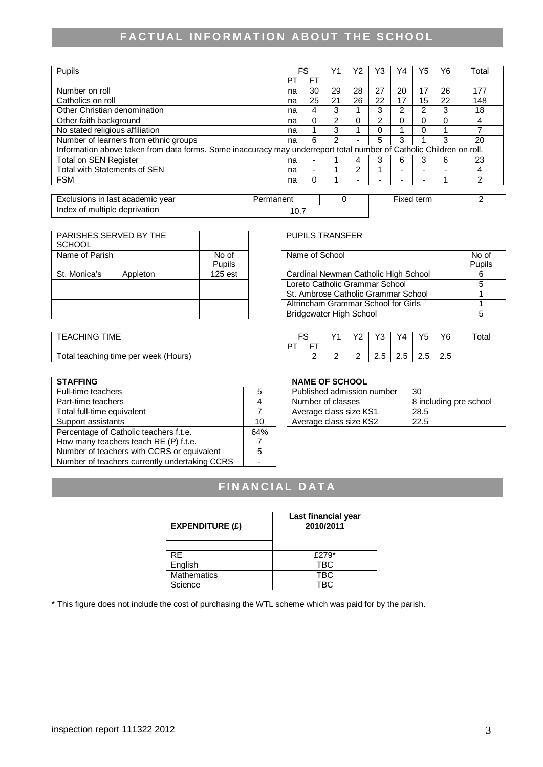## FACTUAL INFORMATION ABOUT THE SCHOOL

| Pupils | FS | | Y1 | Y2 | Y3 | Y4 | Y5 | Y6 | Total |
|---|---|---|---|---|---|---|---|---|---|
| | PT | FT | | | | | | | |
| Number on roll | na | 30 | 29 | 28 | 27 | 20 | 17 | 26 | 177 |
| Catholics on roll | na | 25 | 21 | 26 | 22 | 17 | 15 | 22 | 148 |
| Other Christian denomination | na | 4 | 3 | 1 | 3 | 2 | 2 | 3 | 18 |
| Other faith background | na | 0 | 2 | 0 | 2 | 0 | 0 | 0 | 4 |
| No stated religious affiliation | na | 1 | 3 | 1 | 0 | 1 | 0 | 1 | 7 |
| Number of learners from ethnic groups | na | 6 | 2 | - | 5 | 3 | 1 | 3 | 20 |
| Information above taken from data forms. Some inaccuracy may underreport total number of Catholic Children on roll. | | | | | | | | | |
| Total on SEN Register | na | - | 1 | 4 | 3 | 6 | 3 | 6 | 23 |
| Total with Statements of SEN | na | - | 1 | 2 | 1 | - | - | - | 4 |
| FSM | na | 0 | 1 | - | - | - | - | 1 | 2 |

| Exclusions in last academic year | Permanent | 0 | Fixed term | 2 |
|---|---|---|---|---|
| Index of multiple deprivation | 10.7 | | | |

| PARISHES SERVED BY THE SCHOOL | |
|---|---|
| Name of Parish | No of Pupils |
| St. Monica's Appleton | 125 est |

| PUPILS TRANSFER | |
|---|---|
| Name of School | No of Pupils |
| Cardinal Newman Catholic High School | 6 |
| Loreto Catholic Grammar School | 5 |
| St. Ambrose Catholic Grammar School | 1 |
| Altrincham Grammar School for Girls | 1 |
| Bridgewater High School | 5 |

| TEACHING TIME | FS | | Y1 | Y2 | Y3 | Y4 | Y5 | Y6 | Total |
|---|---|---|---|---|---|---|---|---|---|
| | PT | FT | | | | | | | |
| Total teaching time per week (Hours) | | 2 | 2 | 2 | 2.5 | 2.5 | 2.5 | 2.5 | |

| STAFFING | |
|---|---|
| Full-time teachers | 5 |
| Part-time teachers | 4 |
| Total full-time equivalent | 7 |
| Support assistants | 10 |
| Percentage of Catholic teachers f.t.e. | 64% |
| How many teachers teach RE (P) f.t.e. | 7 |
| Number of teachers with CCRS or equivalent | 5 |
| Number of teachers currently undertaking CCRS | - |

| NAME OF SCHOOL | |
|---|---|
| Published admission number | 30 |
| Number of classes | 8 including pre school |
| Average class size KS1 | 28.5 |
| Average class size KS2 | 22.5 |

## FINANCIAL DATA

| EXPENDITURE (£) | Last financial year 2010/2011 |
|---|---|
| RE | £279* |
| English | TBC |
| Mathematics | TBC |
| Science | TBC |

* This figure does not include the cost of purchasing the WTL scheme which was paid for by the parish.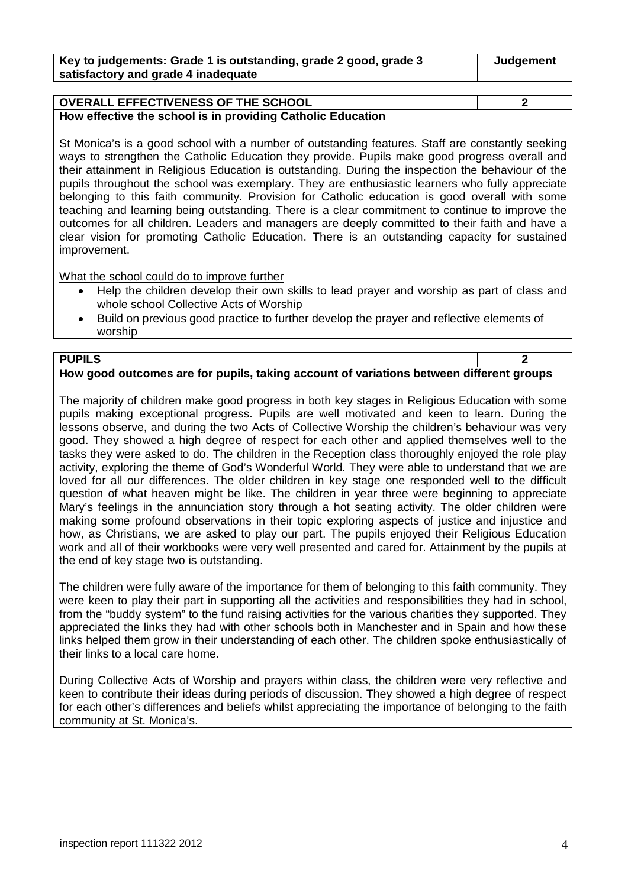| Key to judgements: Grade 1 is outstanding, grade 2 good, grade 3 satisfactory and grade 4 inadequate | Judgement |
|---|---|

| **OVERALL EFFECTIVENESS OF THE SCHOOL** | **2** |
|---|---|

**How effective the school is in providing Catholic Education**

St Monica's is a good school with a number of outstanding features. Staff are constantly seeking ways to strengthen the Catholic Education they provide. Pupils make good progress overall and their attainment in Religious Education is outstanding. During the inspection the behaviour of the pupils throughout the school was exemplary. They are enthusiastic learners who fully appreciate belonging to this faith community. Provision for Catholic education is good overall with some teaching and learning being outstanding. There is a clear commitment to continue to improve the outcomes for all children. Leaders and managers are deeply committed to their faith and have a clear vision for promoting Catholic Education. There is an outstanding capacity for sustained improvement.

What the school could do to improve further

- Help the children develop their own skills to lead prayer and worship as part of class and whole school Collective Acts of Worship
- Build on previous good practice to further develop the prayer and reflective elements of worship

| **PUPILS** | **2** |
|---|---|

**How good outcomes are for pupils, taking account of variations between different groups**

The majority of children make good progress in both key stages in Religious Education with some pupils making exceptional progress. Pupils are well motivated and keen to learn. During the lessons observe, and during the two Acts of Collective Worship the children's behaviour was very good. They showed a high degree of respect for each other and applied themselves well to the tasks they were asked to do. The children in the Reception class thoroughly enjoyed the role play activity, exploring the theme of God's Wonderful World. They were able to understand that we are loved for all our differences. The older children in key stage one responded well to the difficult question of what heaven might be like. The children in year three were beginning to appreciate Mary's feelings in the annunciation story through a hot seating activity. The older children were making some profound observations in their topic exploring aspects of justice and injustice and how, as Christians, we are asked to play our part. The pupils enjoyed their Religious Education work and all of their workbooks were very well presented and cared for. Attainment by the pupils at the end of key stage two is outstanding.

The children were fully aware of the importance for them of belonging to this faith community. They were keen to play their part in supporting all the activities and responsibilities they had in school, from the "buddy system" to the fund raising activities for the various charities they supported. They appreciated the links they had with other schools both in Manchester and in Spain and how these links helped them grow in their understanding of each other. The children spoke enthusiastically of their links to a local care home.

During Collective Acts of Worship and prayers within class, the children were very reflective and keen to contribute their ideas during periods of discussion. They showed a high degree of respect for each other's differences and beliefs whilst appreciating the importance of belonging to the faith community at St. Monica's.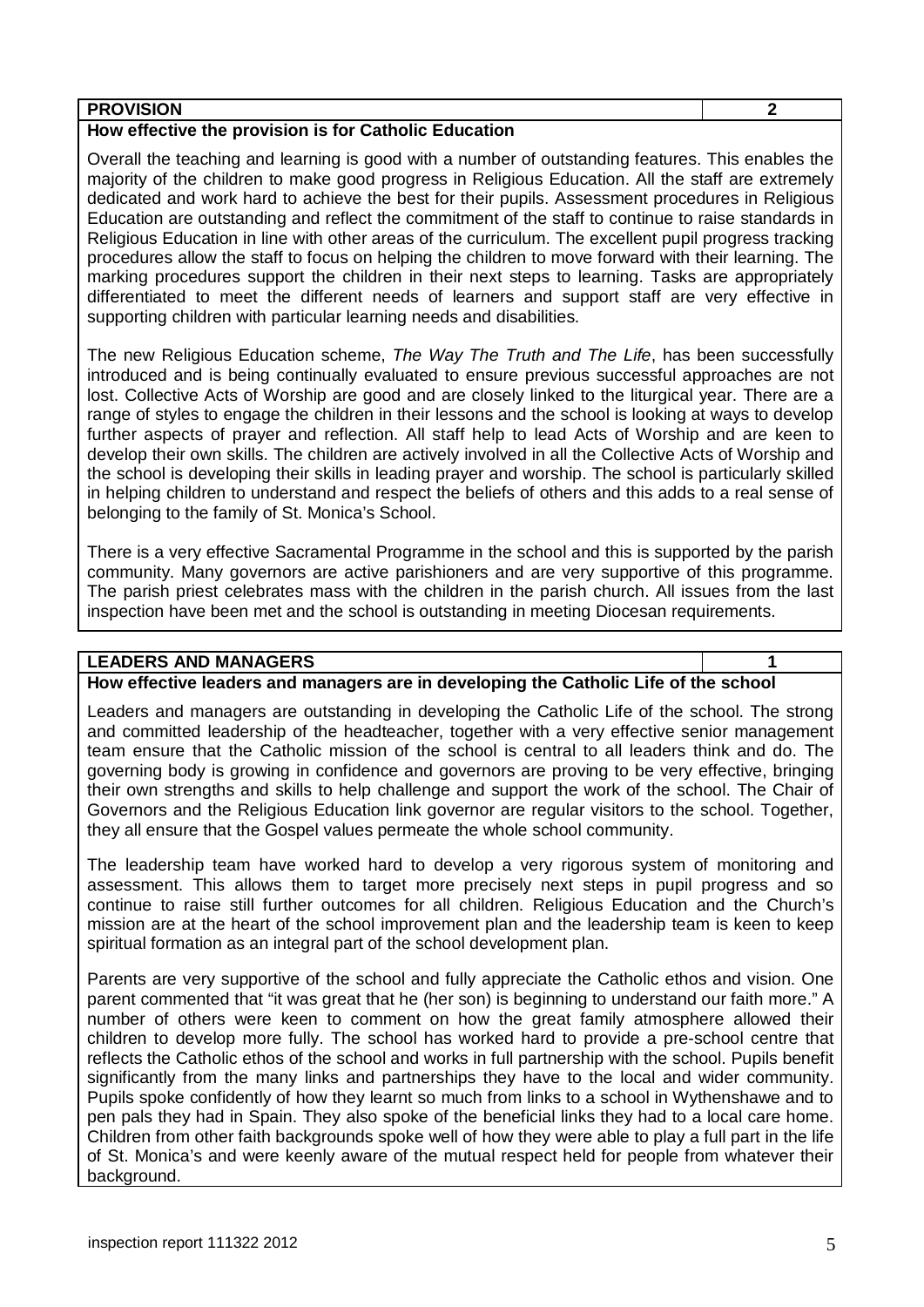| PROVISION | 2 |
|---|---|

**How effective the provision is for Catholic Education**

Overall the teaching and learning is good with a number of outstanding features. This enables the majority of the children to make good progress in Religious Education. All the staff are extremely dedicated and work hard to achieve the best for their pupils. Assessment procedures in Religious Education are outstanding and reflect the commitment of the staff to continue to raise standards in Religious Education in line with other areas of the curriculum. The excellent pupil progress tracking procedures allow the staff to focus on helping the children to move forward with their learning. The marking procedures support the children in their next steps to learning. Tasks are appropriately differentiated to meet the different needs of learners and support staff are very effective in supporting children with particular learning needs and disabilities.

The new Religious Education scheme, *The Way The Truth and The Life*, has been successfully introduced and is being continually evaluated to ensure previous successful approaches are not lost. Collective Acts of Worship are good and are closely linked to the liturgical year. There are a range of styles to engage the children in their lessons and the school is looking at ways to develop further aspects of prayer and reflection. All staff help to lead Acts of Worship and are keen to develop their own skills. The children are actively involved in all the Collective Acts of Worship and the school is developing their skills in leading prayer and worship. The school is particularly skilled in helping children to understand and respect the beliefs of others and this adds to a real sense of belonging to the family of St. Monica's School.

There is a very effective Sacramental Programme in the school and this is supported by the parish community. Many governors are active parishioners and are very supportive of this programme. The parish priest celebrates mass with the children in the parish church. All issues from the last inspection have been met and the school is outstanding in meeting Diocesan requirements.

| LEADERS AND MANAGERS | 1 |
|---|---|

**How effective leaders and managers are in developing the Catholic Life of the school**

Leaders and managers are outstanding in developing the Catholic Life of the school. The strong and committed leadership of the headteacher, together with a very effective senior management team ensure that the Catholic mission of the school is central to all leaders think and do. The governing body is growing in confidence and governors are proving to be very effective, bringing their own strengths and skills to help challenge and support the work of the school. The Chair of Governors and the Religious Education link governor are regular visitors to the school. Together, they all ensure that the Gospel values permeate the whole school community.

The leadership team have worked hard to develop a very rigorous system of monitoring and assessment. This allows them to target more precisely next steps in pupil progress and so continue to raise still further outcomes for all children. Religious Education and the Church's mission are at the heart of the school improvement plan and the leadership team is keen to keep spiritual formation as an integral part of the school development plan.

Parents are very supportive of the school and fully appreciate the Catholic ethos and vision. One parent commented that "it was great that he (her son) is beginning to understand our faith more." A number of others were keen to comment on how the great family atmosphere allowed their children to develop more fully. The school has worked hard to provide a pre-school centre that reflects the Catholic ethos of the school and works in full partnership with the school. Pupils benefit significantly from the many links and partnerships they have to the local and wider community. Pupils spoke confidently of how they learnt so much from links to a school in Wythenshawe and to pen pals they had in Spain. They also spoke of the beneficial links they had to a local care home. Children from other faith backgrounds spoke well of how they were able to play a full part in the life of St. Monica's and were keenly aware of the mutual respect held for people from whatever their background.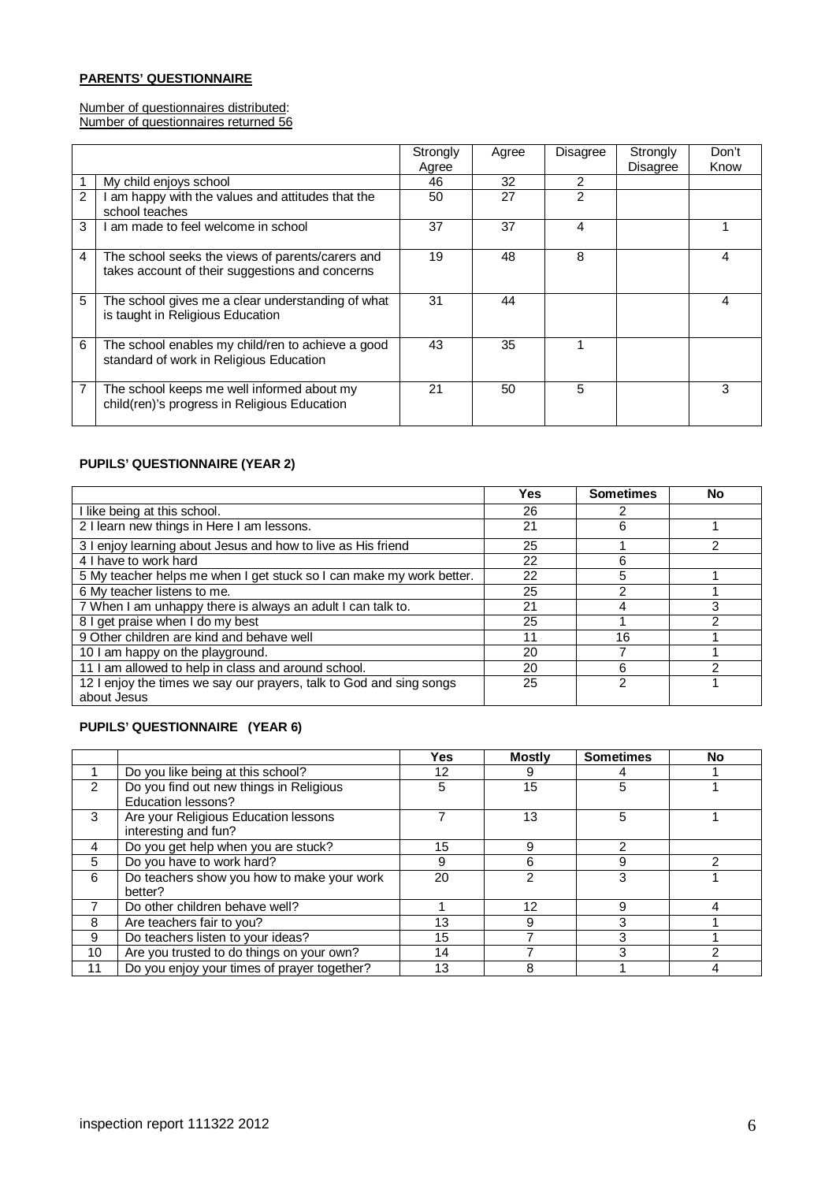**PARENTS' QUESTIONNAIRE**

Number of questionnaires distributed:
Number of questionnaires returned 56

| | | Strongly Agree | Agree | Disagree | Strongly Disagree | Don't Know |
|---|---|---|---|---|---|---|
| 1 | My child enjoys school | 46 | 32 | 2 | | |
| 2 | I am happy with the values and attitudes that the school teaches | 50 | 27 | 2 | | |
| 3 | I am made to feel welcome in school | 37 | 37 | 4 | | 1 |
| 4 | The school seeks the views of parents/carers and takes account of their suggestions and concerns | 19 | 48 | 8 | | 4 |
| 5 | The school gives me a clear understanding of what is taught in Religious Education | 31 | 44 | | | 4 |
| 6 | The school enables my child/ren to achieve a good standard of work in Religious Education | 43 | 35 | 1 | | |
| 7 | The school keeps me well informed about my child(ren)'s progress in Religious Education | 21 | 50 | 5 | | 3 |

**PUPILS' QUESTIONNAIRE (YEAR 2)**

| | Yes | Sometimes | No |
|---|---|---|---|
| I like being at this school. | 26 | 2 | |
| 2 I learn new things in Here I am lessons. | 21 | 6 | 1 |
| 3 I enjoy learning about Jesus and how to live as His friend | 25 | 1 | 2 |
| 4 I have to work hard | 22 | 6 | |
| 5 My teacher helps me when I get stuck so I can make my work better. | 22 | 5 | 1 |
| 6 My teacher listens to me. | 25 | 2 | 1 |
| 7 When I am unhappy there is always an adult I can talk to. | 21 | 4 | 3 |
| 8 I get praise when I do my best | 25 | 1 | 2 |
| 9 Other children are kind and behave well | 11 | 16 | 1 |
| 10 I am happy on the playground. | 20 | 7 | 1 |
| 11 I am allowed to help in class and around school. | 20 | 6 | 2 |
| 12 I enjoy the times we say our prayers, talk to God and sing songs about Jesus | 25 | 2 | 1 |

**PUPILS' QUESTIONNAIRE (YEAR 6)**

| | | Yes | Mostly | Sometimes | No |
|---|---|---|---|---|---|
| 1 | Do you like being at this school? | 12 | 9 | 4 | 1 |
| 2 | Do you find out new things in Religious Education lessons? | 5 | 15 | 5 | 1 |
| 3 | Are your Religious Education lessons interesting and fun? | 7 | 13 | 5 | 1 |
| 4 | Do you get help when you are stuck? | 15 | 9 | 2 | |
| 5 | Do you have to work hard? | 9 | 6 | 9 | 2 |
| 6 | Do teachers show you how to make your work better? | 20 | 2 | 3 | 1 |
| 7 | Do other children behave well? | 1 | 12 | 9 | 4 |
| 8 | Are teachers fair to you? | 13 | 9 | 3 | 1 |
| 9 | Do teachers listen to your ideas? | 15 | 7 | 3 | 1 |
| 10 | Are you trusted to do things on your own? | 14 | 7 | 3 | 2 |
| 11 | Do you enjoy your times of prayer together? | 13 | 8 | 1 | 4 |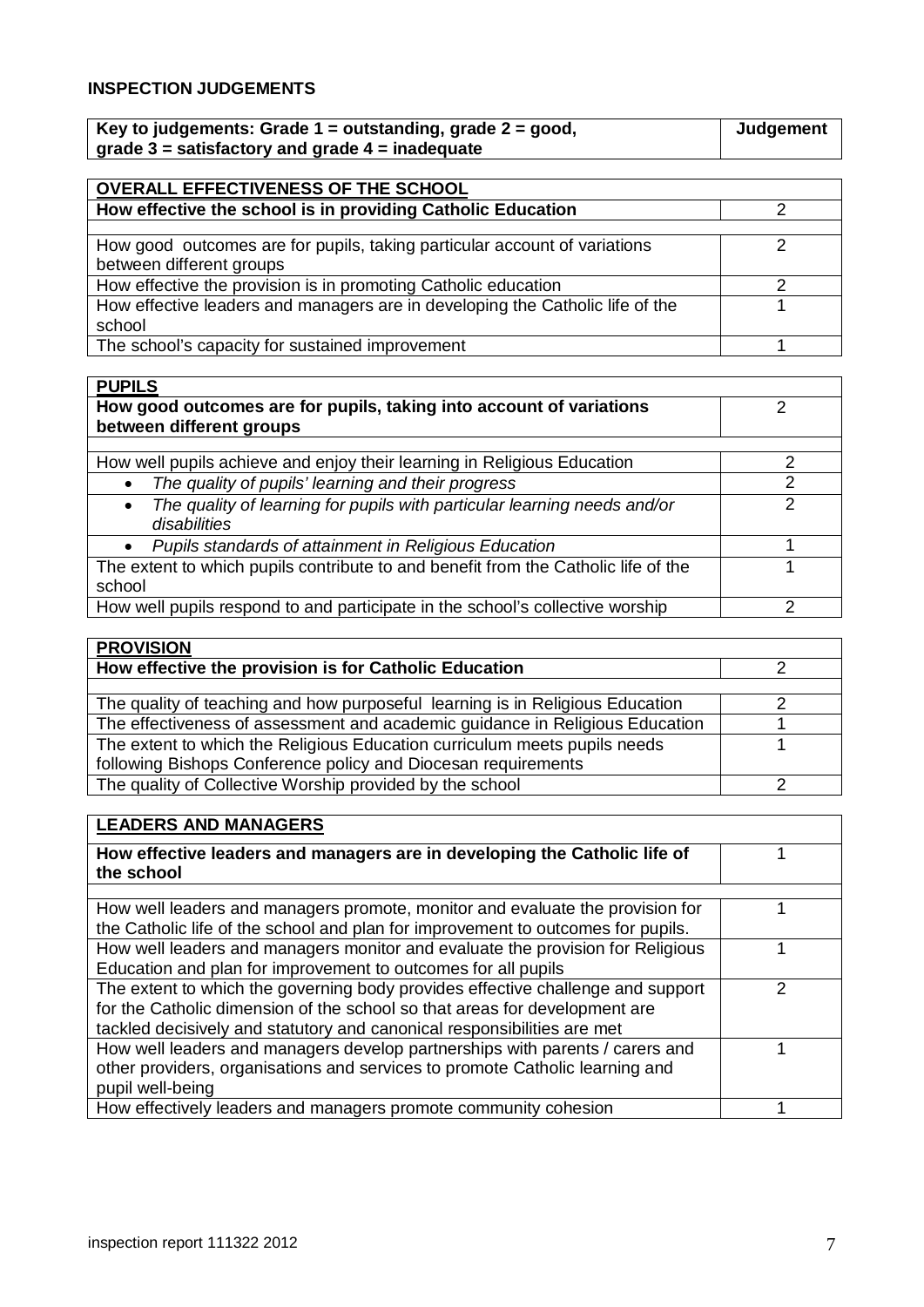## INSPECTION JUDGEMENTS

| Key to judgements: Grade 1 = outstanding, grade 2 = good, grade 3 = satisfactory and grade 4 = inadequate | Judgement |
|---|---|

| **OVERALL EFFECTIVENESS OF THE SCHOOL** | |
|---|---|
| **How effective the school is in providing Catholic Education** | 2 |
| | |
| How good outcomes are for pupils, taking particular account of variations between different groups | 2 |
| How effective the provision is in promoting Catholic education | 2 |
| How effective leaders and managers are in developing the Catholic life of the school | 1 |
| The school's capacity for sustained improvement | 1 |

| **PUPILS** | |
|---|---|
| **How good outcomes are for pupils, taking into account of variations between different groups** | 2 |
| | |
| How well pupils achieve and enjoy their learning in Religious Education | 2 |
| • *The quality of pupils' learning and their progress* | 2 |
| • *The quality of learning for pupils with particular learning needs and/or disabilities* | 2 |
| • *Pupils standards of attainment in Religious Education* | 1 |
| The extent to which pupils contribute to and benefit from the Catholic life of the school | 1 |
| How well pupils respond to and participate in the school's collective worship | 2 |

| **PROVISION** | |
|---|---|
| **How effective the provision is for Catholic Education** | 2 |
| | |
| The quality of teaching and how purposeful learning is in Religious Education | 2 |
| The effectiveness of assessment and academic guidance in Religious Education | 1 |
| The extent to which the Religious Education curriculum meets pupils needs following Bishops Conference policy and Diocesan requirements | 1 |
| The quality of Collective Worship provided by the school | 2 |

| **LEADERS AND MANAGERS** | |
|---|---|
| **How effective leaders and managers are in developing the Catholic life of the school** | 1 |
| | |
| How well leaders and managers promote, monitor and evaluate the provision for the Catholic life of the school and plan for improvement to outcomes for pupils. | 1 |
| How well leaders and managers monitor and evaluate the provision for Religious Education and plan for improvement to outcomes for all pupils | 1 |
| The extent to which the governing body provides effective challenge and support for the Catholic dimension of the school so that areas for development are tackled decisively and statutory and canonical responsibilities are met | 2 |
| How well leaders and managers develop partnerships with parents / carers and other providers, organisations and services to promote Catholic learning and pupil well-being | 1 |
| How effectively leaders and managers promote community cohesion | 1 |